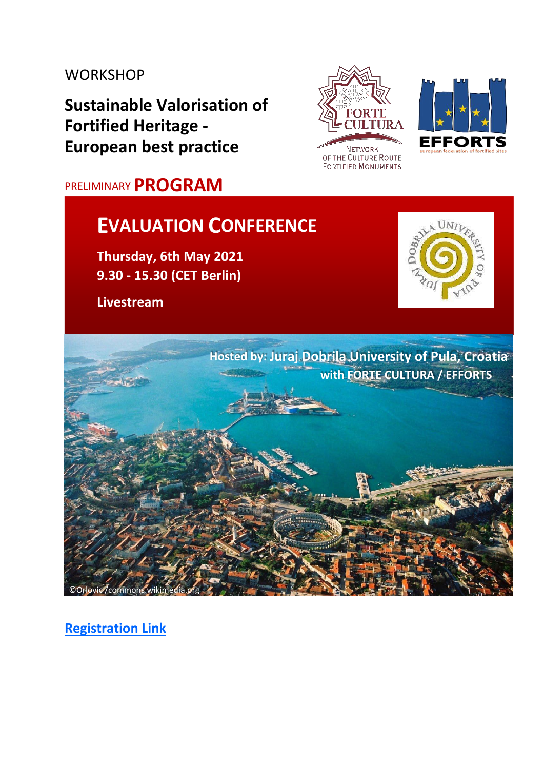WORKSHOP

# Sustainable Valorisation of Fortified Heritage - European best practice

PRELIMINARY **PROGRAM**

## EVALUATION CONFERENCE

**Thursday, 6th May 2021**
**9.30 - 15.30 (CET Berlin)**

**Livestream**

**Hosted by: Juraj Dobrila University of Pula, Croatia**
**with FORTE CULTURA / EFFORTS**

©Orlovic/commons.wikimedia.org

**Registration Link**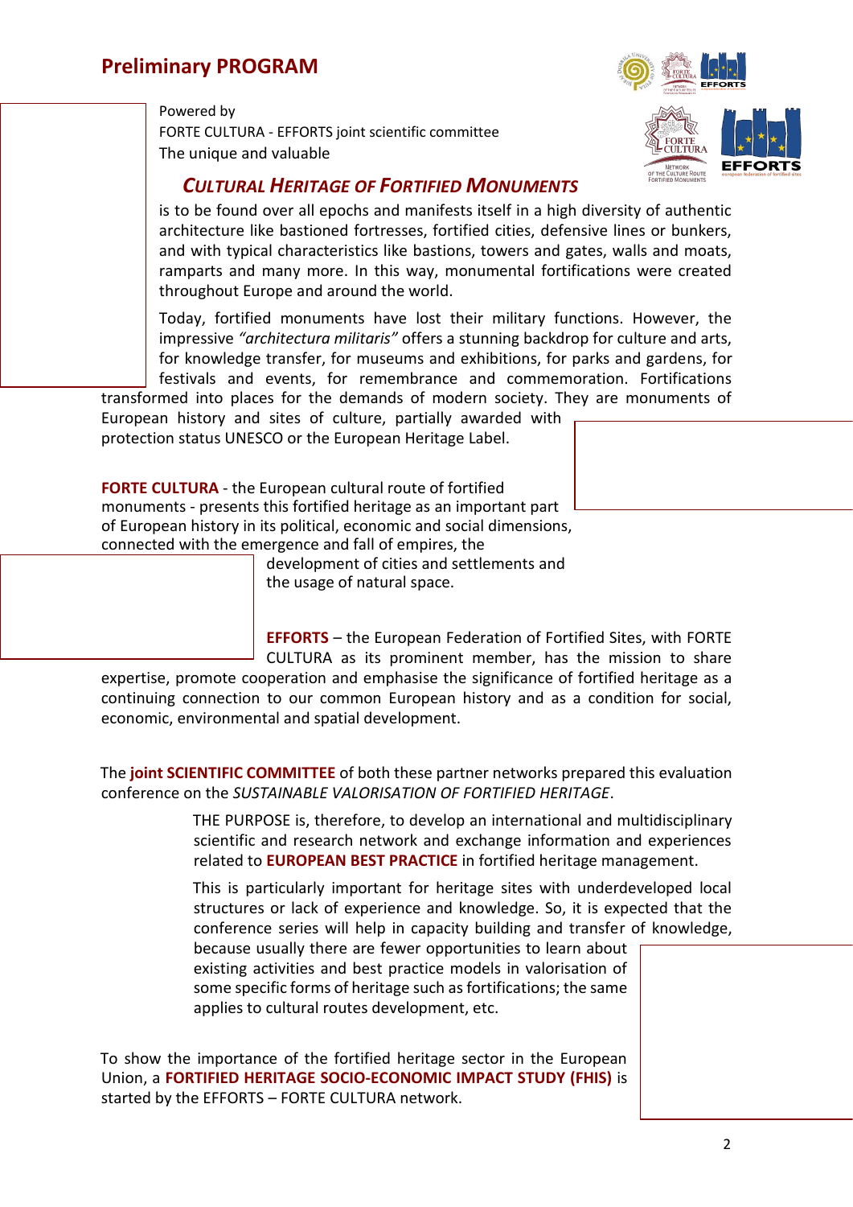# Preliminary PROGRAM

Powered by
FORTE CULTURA - EFFORTS joint scientific committee
The unique and valuable

## *CULTURAL HERITAGE OF FORTIFIED MONUMENTS*

is to be found over all epochs and manifests itself in a high diversity of authentic architecture like bastioned fortresses, fortified cities, defensive lines or bunkers, and with typical characteristics like bastions, towers and gates, walls and moats, ramparts and many more. In this way, monumental fortifications were created throughout Europe and around the world.

Today, fortified monuments have lost their military functions. However, the impressive *"architectura militaris"* offers a stunning backdrop for culture and arts, for knowledge transfer, for museums and exhibitions, for parks and gardens, for festivals and events, for remembrance and commemoration. Fortifications transformed into places for the demands of modern society. They are monuments of European history and sites of culture, partially awarded with protection status UNESCO or the European Heritage Label.

**FORTE CULTURA** - the European cultural route of fortified monuments - presents this fortified heritage as an important part of European history in its political, economic and social dimensions, connected with the emergence and fall of empires, the development of cities and settlements and the usage of natural space.

**EFFORTS** – the European Federation of Fortified Sites, with FORTE CULTURA as its prominent member, has the mission to share expertise, promote cooperation and emphasise the significance of fortified heritage as a continuing connection to our common European history and as a condition for social, economic, environmental and spatial development.

The **joint SCIENTIFIC COMMITTEE** of both these partner networks prepared this evaluation conference on the *SUSTAINABLE VALORISATION OF FORTIFIED HERITAGE*.

THE PURPOSE is, therefore, to develop an international and multidisciplinary scientific and research network and exchange information and experiences related to **EUROPEAN BEST PRACTICE** in fortified heritage management.

This is particularly important for heritage sites with underdeveloped local structures or lack of experience and knowledge. So, it is expected that the conference series will help in capacity building and transfer of knowledge, because usually there are fewer opportunities to learn about existing activities and best practice models in valorisation of some specific forms of heritage such as fortifications; the same applies to cultural routes development, etc.

To show the importance of the fortified heritage sector in the European Union, a **FORTIFIED HERITAGE SOCIO-ECONOMIC IMPACT STUDY (FHIS)** is started by the EFFORTS – FORTE CULTURA network.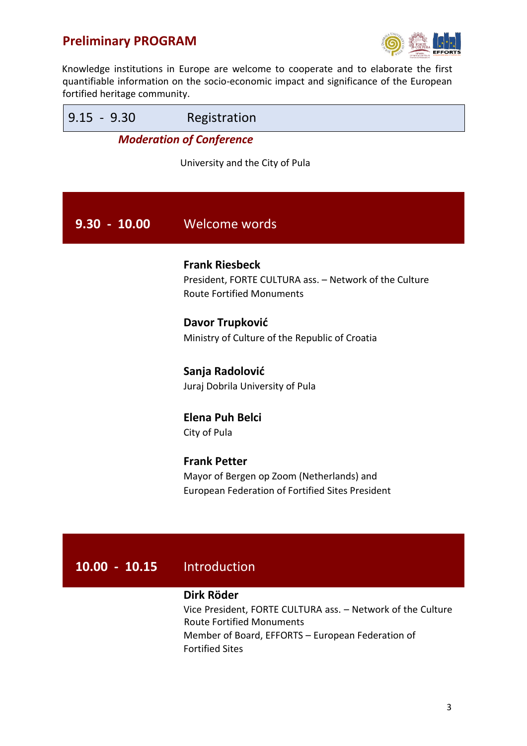# Preliminary PROGRAM

Knowledge institutions in Europe are welcome to cooperate and to elaborate the first quantifiable information on the socio-economic impact and significance of the European fortified heritage community.

| 9.15 - 9.30 | Registration |
|---|---|

***Moderation of Conference***

University and the City of Pula

## 9.30 - 10.00 Welcome words

**Frank Riesbeck**
President, FORTE CULTURA ass. – Network of the Culture Route Fortified Monuments

**Davor Trupković**
Ministry of Culture of the Republic of Croatia

**Sanja Radolović**
Juraj Dobrila University of Pula

**Elena Puh Belci**
City of Pula

**Frank Petter**
Mayor of Bergen op Zoom (Netherlands) and European Federation of Fortified Sites President

## 10.00 - 10.15 Introduction

**Dirk Röder**
Vice President, FORTE CULTURA ass. – Network of the Culture Route Fortified Monuments
Member of Board, EFFORTS – European Federation of Fortified Sites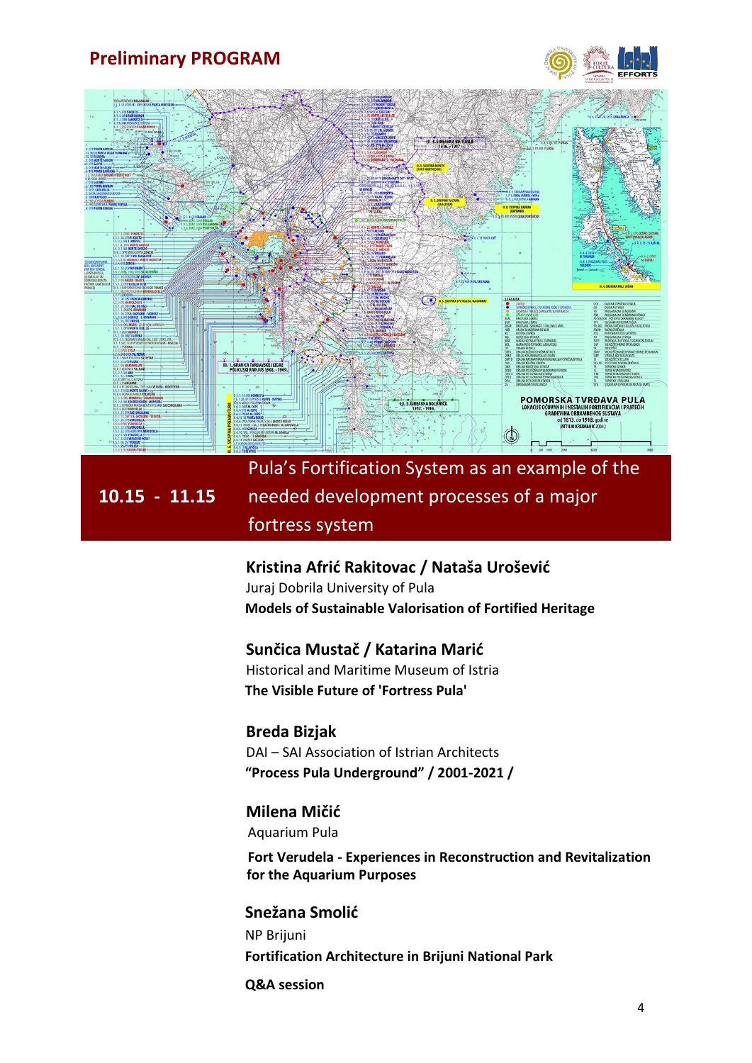## Preliminary PROGRAM

**10.15 - 11.15** Pula's Fortification System as an example of the needed development processes of a major fortress system

**Kristina Afrić Rakitovac / Nataša Urošević**
Juraj Dobrila University of Pula
**Models of Sustainable Valorisation of Fortified Heritage**

**Sunčica Mustač / Katarina Marić**
Historical and Maritime Museum of Istria
**The Visible Future of 'Fortress Pula'**

**Breda Bizjak**
DAI – SAI Association of Istrian Architects
**"Process Pula Underground" / 2001-2021 /**

**Milena Mičić**
Aquarium Pula
**Fort Verudela - Experiences in Reconstruction and Revitalization for the Aquarium Purposes**

**Snežana Smolić**
NP Brijuni
**Fortification Architecture in Brijuni National Park**

**Q&A session**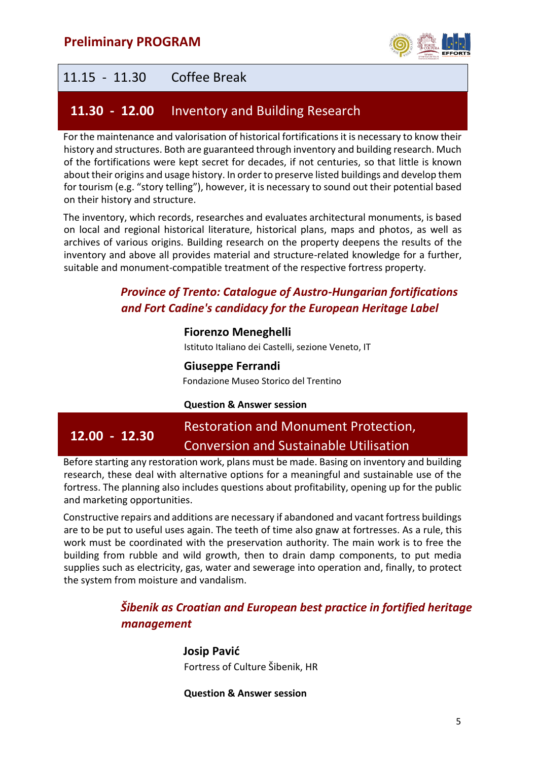11.15 - 11.30 Coffee Break

## 11.30 - 12.00 Inventory and Building Research

For the maintenance and valorisation of historical fortifications it is necessary to know their history and structures. Both are guaranteed through inventory and building research. Much of the fortifications were kept secret for decades, if not centuries, so that little is known about their origins and usage history. In order to preserve listed buildings and develop them for tourism (e.g. "story telling"), however, it is necessary to sound out their potential based on their history and structure.

The inventory, which records, researches and evaluates architectural monuments, is based on local and regional historical literature, historical plans, maps and photos, as well as archives of various origins. Building research on the property deepens the results of the inventory and above all provides material and structure-related knowledge for a further, suitable and monument-compatible treatment of the respective fortress property.

### *Province of Trento: Catalogue of Austro-Hungarian fortifications and Fort Cadine's candidacy for the European Heritage Label*

**Fiorenzo Meneghelli**
Istituto Italiano dei Castelli, sezione Veneto, IT

**Giuseppe Ferrandi**
Fondazione Museo Storico del Trentino

**Question & Answer session**

## 12.00 - 12.30 Restoration and Monument Protection, Conversion and Sustainable Utilisation

Before starting any restoration work, plans must be made. Basing on inventory and building research, these deal with alternative options for a meaningful and sustainable use of the fortress. The planning also includes questions about profitability, opening up for the public and marketing opportunities.

Constructive repairs and additions are necessary if abandoned and vacant fortress buildings are to be put to useful uses again. The teeth of time also gnaw at fortresses. As a rule, this work must be coordinated with the preservation authority. The main work is to free the building from rubble and wild growth, then to drain damp components, to put media supplies such as electricity, gas, water and sewerage into operation and, finally, to protect the system from moisture and vandalism.

### *Šibenik as Croatian and European best practice in fortified heritage management*

**Josip Pavić**
Fortress of Culture Šibenik, HR

**Question & Answer session**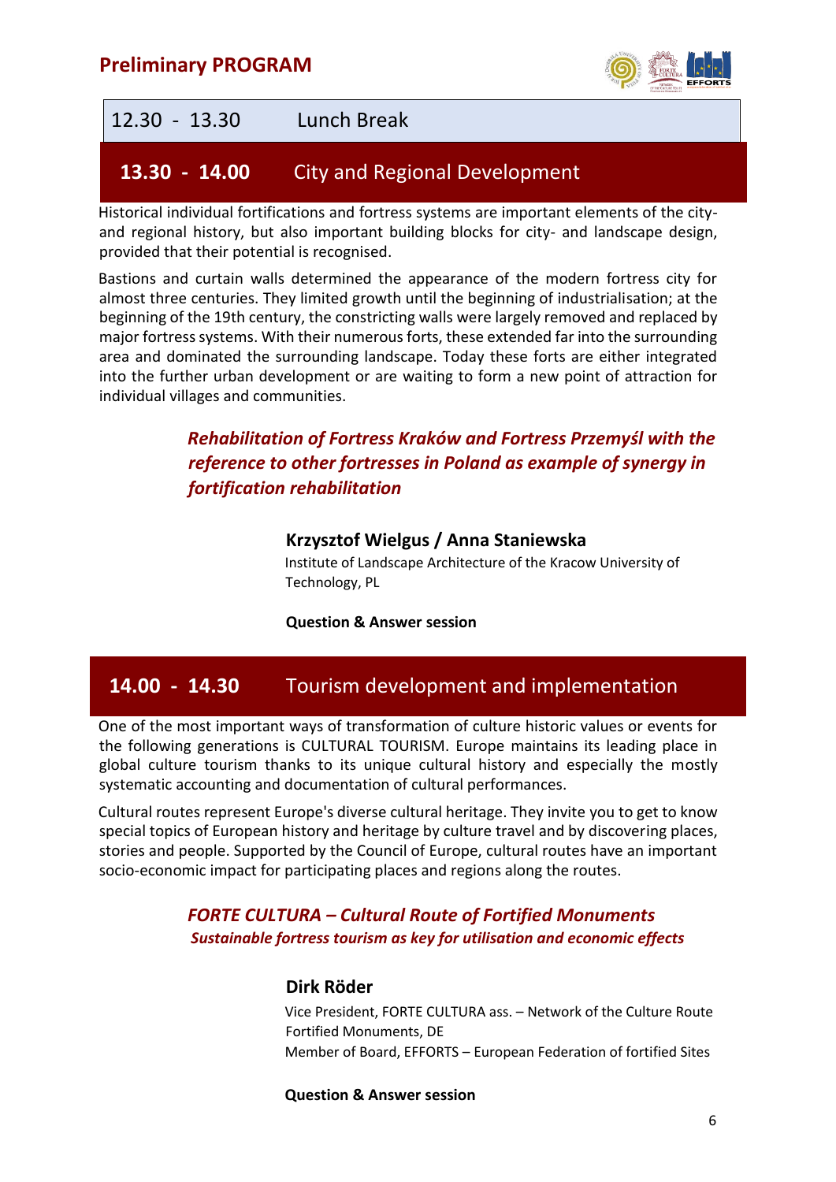| 12.30 - 13.30 | Lunch Break |
| --- | --- |

## 13.30 - 14.00 City and Regional Development

Historical individual fortifications and fortress systems are important elements of the city- and regional history, but also important building blocks for city- and landscape design, provided that their potential is recognised.

Bastions and curtain walls determined the appearance of the modern fortress city for almost three centuries. They limited growth until the beginning of industrialisation; at the beginning of the 19th century, the constricting walls were largely removed and replaced by major fortress systems. With their numerous forts, these extended far into the surrounding area and dominated the surrounding landscape. Today these forts are either integrated into the further urban development or are waiting to form a new point of attraction for individual villages and communities.

### *Rehabilitation of Fortress Kraków and Fortress Przemyśl with the reference to other fortresses in Poland as example of synergy in fortification rehabilitation*

**Krzysztof Wielgus / Anna Staniewska**
Institute of Landscape Architecture of the Kracow University of Technology, PL

**Question & Answer session**

## 14.00 - 14.30 Tourism development and implementation

One of the most important ways of transformation of culture historic values or events for the following generations is CULTURAL TOURISM. Europe maintains its leading place in global culture tourism thanks to its unique cultural history and especially the mostly systematic accounting and documentation of cultural performances.

Cultural routes represent Europe's diverse cultural heritage. They invite you to get to know special topics of European history and heritage by culture travel and by discovering places, stories and people. Supported by the Council of Europe, cultural routes have an important socio-economic impact for participating places and regions along the routes.

### *FORTE CULTURA – Cultural Route of Fortified Monuments*
***Sustainable fortress tourism as key for utilisation and economic effects***

**Dirk Röder**
Vice President, FORTE CULTURA ass. – Network of the Culture Route Fortified Monuments, DE
Member of Board, EFFORTS – European Federation of fortified Sites

**Question & Answer session**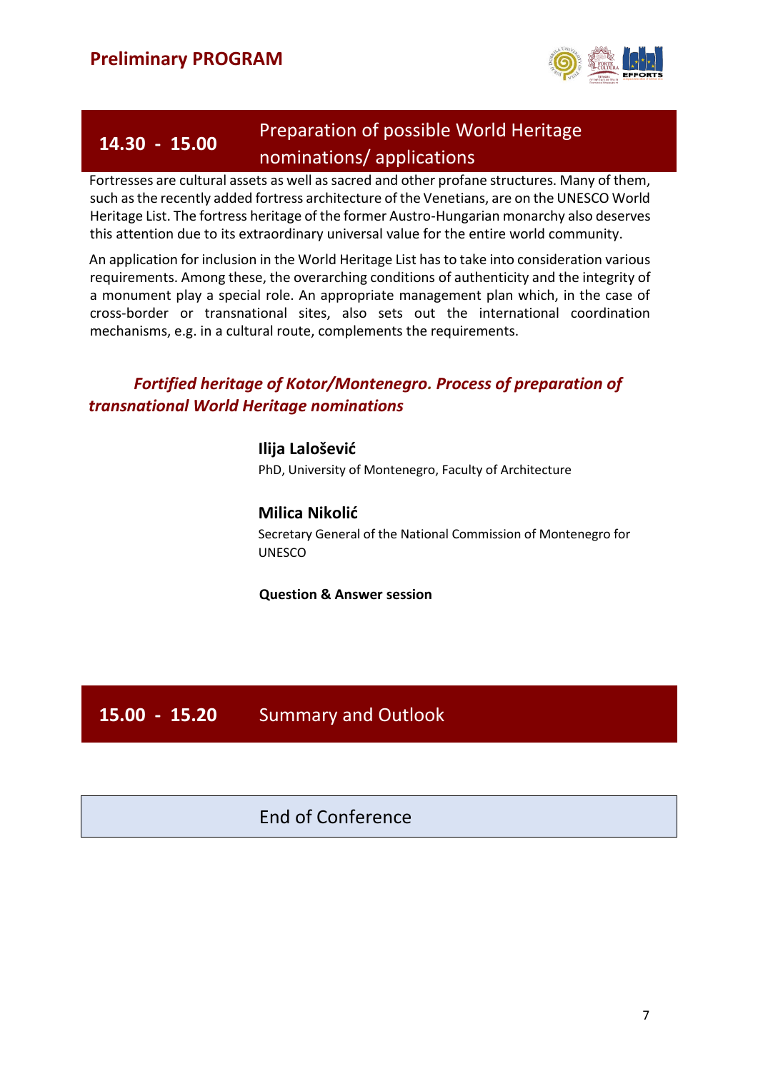## 14.30 - 15.00 Preparation of possible World Heritage nominations/ applications

Fortresses are cultural assets as well as sacred and other profane structures. Many of them, such as the recently added fortress architecture of the Venetians, are on the UNESCO World Heritage List. The fortress heritage of the former Austro-Hungarian monarchy also deserves this attention due to its extraordinary universal value for the entire world community.

An application for inclusion in the World Heritage List has to take into consideration various requirements. Among these, the overarching conditions of authenticity and the integrity of a monument play a special role. An appropriate management plan which, in the case of cross-border or transnational sites, also sets out the international coordination mechanisms, e.g. in a cultural route, complements the requirements.

***Fortified heritage of Kotor/Montenegro. Process of preparation of transnational World Heritage nominations***

**Ilija Lalošević**
PhD, University of Montenegro, Faculty of Architecture

**Milica Nikolić**
Secretary General of the National Commission of Montenegro for UNESCO

**Question & Answer session**

## 15.00 - 15.20 Summary and Outlook

## End of Conference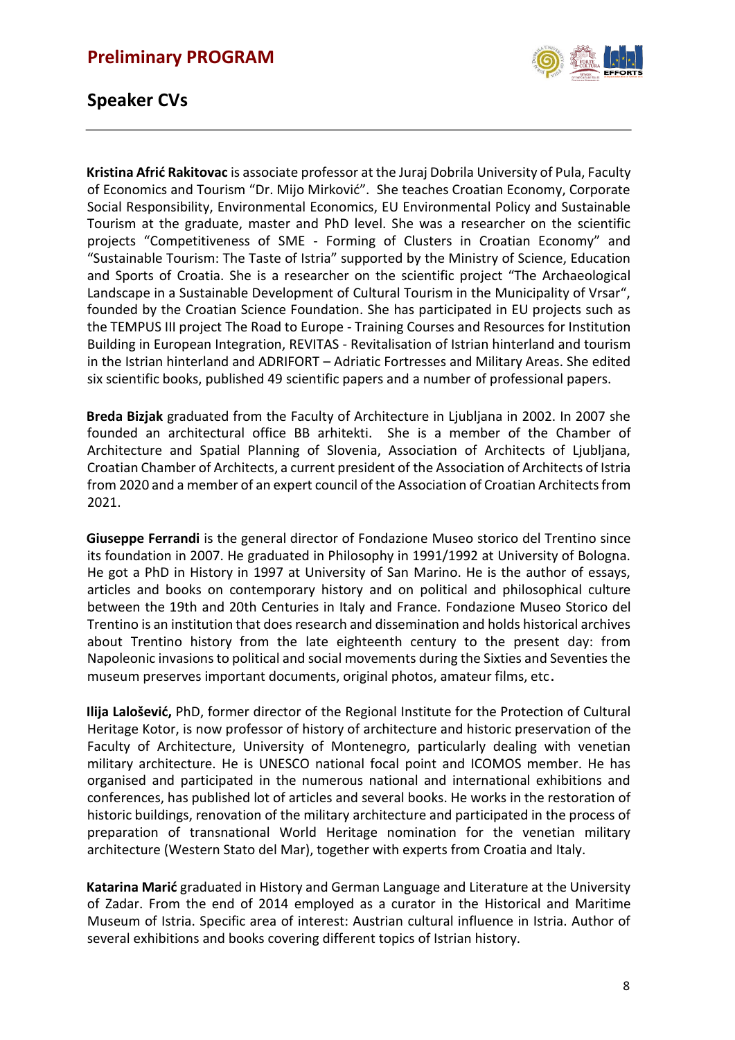## Speaker CVs

**Kristina Afrić Rakitovac** is associate professor at the Juraj Dobrila University of Pula, Faculty of Economics and Tourism "Dr. Mijo Mirković". She teaches Croatian Economy, Corporate Social Responsibility, Environmental Economics, EU Environmental Policy and Sustainable Tourism at the graduate, master and PhD level. She was a researcher on the scientific projects "Competitiveness of SME - Forming of Clusters in Croatian Economy" and "Sustainable Tourism: The Taste of Istria" supported by the Ministry of Science, Education and Sports of Croatia. She is a researcher on the scientific project "The Archaeological Landscape in a Sustainable Development of Cultural Tourism in the Municipality of Vrsar", founded by the Croatian Science Foundation. She has participated in EU projects such as the TEMPUS III project The Road to Europe - Training Courses and Resources for Institution Building in European Integration, REVITAS - Revitalisation of Istrian hinterland and tourism in the Istrian hinterland and ADRIFORT – Adriatic Fortresses and Military Areas. She edited six scientific books, published 49 scientific papers and a number of professional papers.

**Breda Bizjak** graduated from the Faculty of Architecture in Ljubljana in 2002. In 2007 she founded an architectural office BB arhitekti. She is a member of the Chamber of Architecture and Spatial Planning of Slovenia, Association of Architects of Ljubljana, Croatian Chamber of Architects, a current president of the Association of Architects of Istria from 2020 and a member of an expert council of the Association of Croatian Architects from 2021.

**Giuseppe Ferrandi** is the general director of Fondazione Museo storico del Trentino since its foundation in 2007. He graduated in Philosophy in 1991/1992 at University of Bologna. He got a PhD in History in 1997 at University of San Marino. He is the author of essays, articles and books on contemporary history and on political and philosophical culture between the 19th and 20th Centuries in Italy and France. Fondazione Museo Storico del Trentino is an institution that does research and dissemination and holds historical archives about Trentino history from the late eighteenth century to the present day: from Napoleonic invasions to political and social movements during the Sixties and Seventies the museum preserves important documents, original photos, amateur films, etc.

**Ilija Lalošević,** PhD, former director of the Regional Institute for the Protection of Cultural Heritage Kotor, is now professor of history of architecture and historic preservation of the Faculty of Architecture, University of Montenegro, particularly dealing with venetian military architecture. He is UNESCO national focal point and ICOMOS member. He has organised and participated in the numerous national and international exhibitions and conferences, has published lot of articles and several books. He works in the restoration of historic buildings, renovation of the military architecture and participated in the process of preparation of transnational World Heritage nomination for the venetian military architecture (Western Stato del Mar), together with experts from Croatia and Italy.

**Katarina Marić** graduated in History and German Language and Literature at the University of Zadar. From the end of 2014 employed as a curator in the Historical and Maritime Museum of Istria. Specific area of interest: Austrian cultural influence in Istria. Author of several exhibitions and books covering different topics of Istrian history.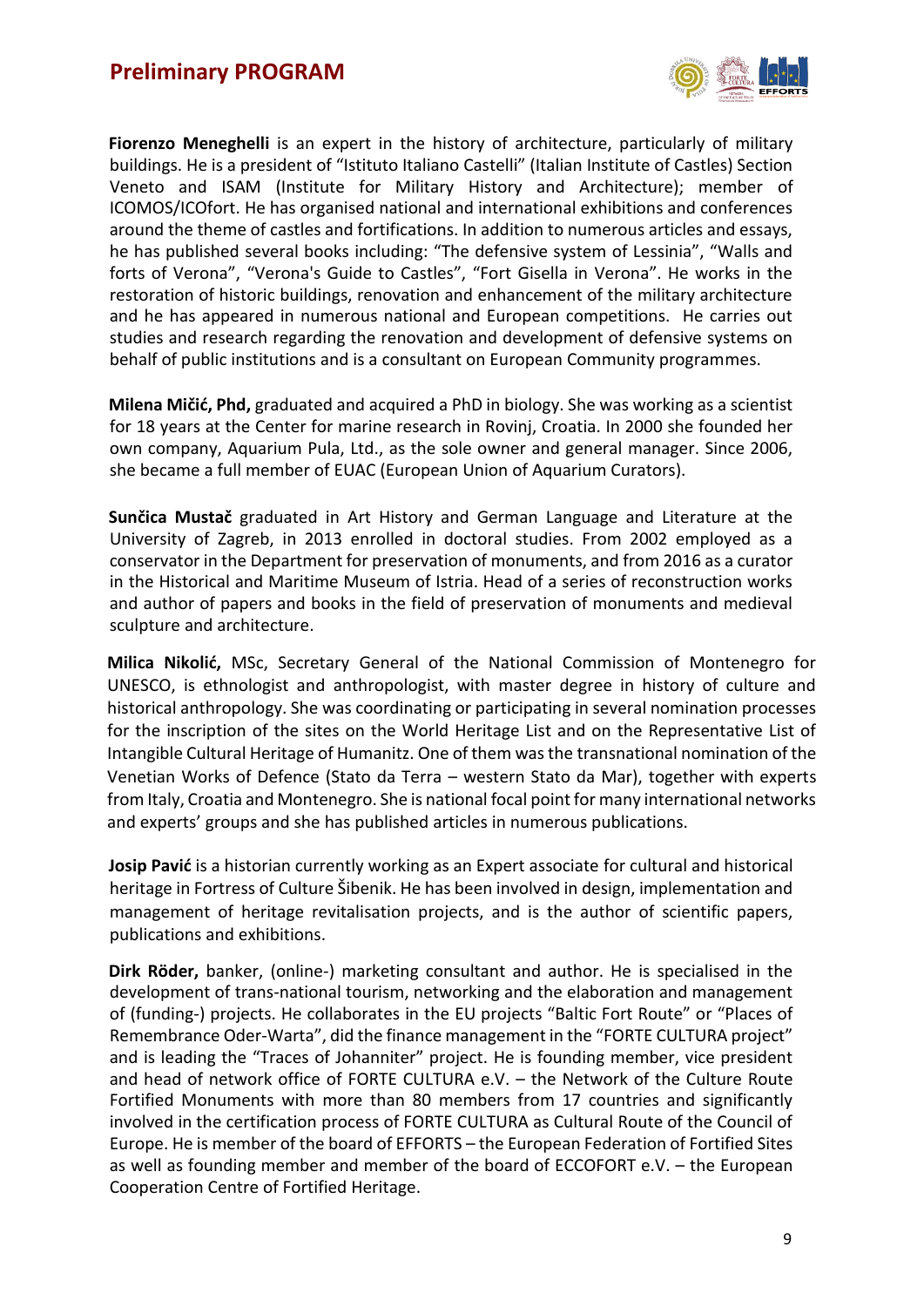**Fiorenzo Meneghelli** is an expert in the history of architecture, particularly of military buildings. He is a president of "Istituto Italiano Castelli" (Italian Institute of Castles) Section Veneto and ISAM (Institute for Military History and Architecture); member of ICOMOS/ICOfort. He has organised national and international exhibitions and conferences around the theme of castles and fortifications. In addition to numerous articles and essays, he has published several books including: "The defensive system of Lessinia", "Walls and forts of Verona", "Verona's Guide to Castles", "Fort Gisella in Verona". He works in the restoration of historic buildings, renovation and enhancement of the military architecture and he has appeared in numerous national and European competitions. He carries out studies and research regarding the renovation and development of defensive systems on behalf of public institutions and is a consultant on European Community programmes.

**Milena Mičić, Phd,** graduated and acquired a PhD in biology. She was working as a scientist for 18 years at the Center for marine research in Rovinj, Croatia. In 2000 she founded her own company, Aquarium Pula, Ltd., as the sole owner and general manager. Since 2006, she became a full member of EUAC (European Union of Aquarium Curators).

**Sunčica Mustač** graduated in Art History and German Language and Literature at the University of Zagreb, in 2013 enrolled in doctoral studies. From 2002 employed as a conservator in the Department for preservation of monuments, and from 2016 as a curator in the Historical and Maritime Museum of Istria. Head of a series of reconstruction works and author of papers and books in the field of preservation of monuments and medieval sculpture and architecture.

**Milica Nikolić,** MSc, Secretary General of the National Commission of Montenegro for UNESCO, is ethnologist and anthropologist, with master degree in history of culture and historical anthropology. She was coordinating or participating in several nomination processes for the inscription of the sites on the World Heritage List and on the Representative List of Intangible Cultural Heritage of Humanitz. One of them was the transnational nomination of the Venetian Works of Defence (Stato da Terra – western Stato da Mar), together with experts from Italy, Croatia and Montenegro. She is national focal point for many international networks and experts' groups and she has published articles in numerous publications.

**Josip Pavić** is a historian currently working as an Expert associate for cultural and historical heritage in Fortress of Culture Šibenik. He has been involved in design, implementation and management of heritage revitalisation projects, and is the author of scientific papers, publications and exhibitions.

**Dirk Röder,** banker, (online-) marketing consultant and author. He is specialised in the development of trans-national tourism, networking and the elaboration and management of (funding-) projects. He collaborates in the EU projects "Baltic Fort Route" or "Places of Remembrance Oder-Warta", did the finance management in the "FORTE CULTURA project" and is leading the "Traces of Johanniter" project. He is founding member, vice president and head of network office of FORTE CULTURA e.V. – the Network of the Culture Route Fortified Monuments with more than 80 members from 17 countries and significantly involved in the certification process of FORTE CULTURA as Cultural Route of the Council of Europe. He is member of the board of EFFORTS – the European Federation of Fortified Sites as well as founding member and member of the board of ECCOFORT e.V. – the European Cooperation Centre of Fortified Heritage.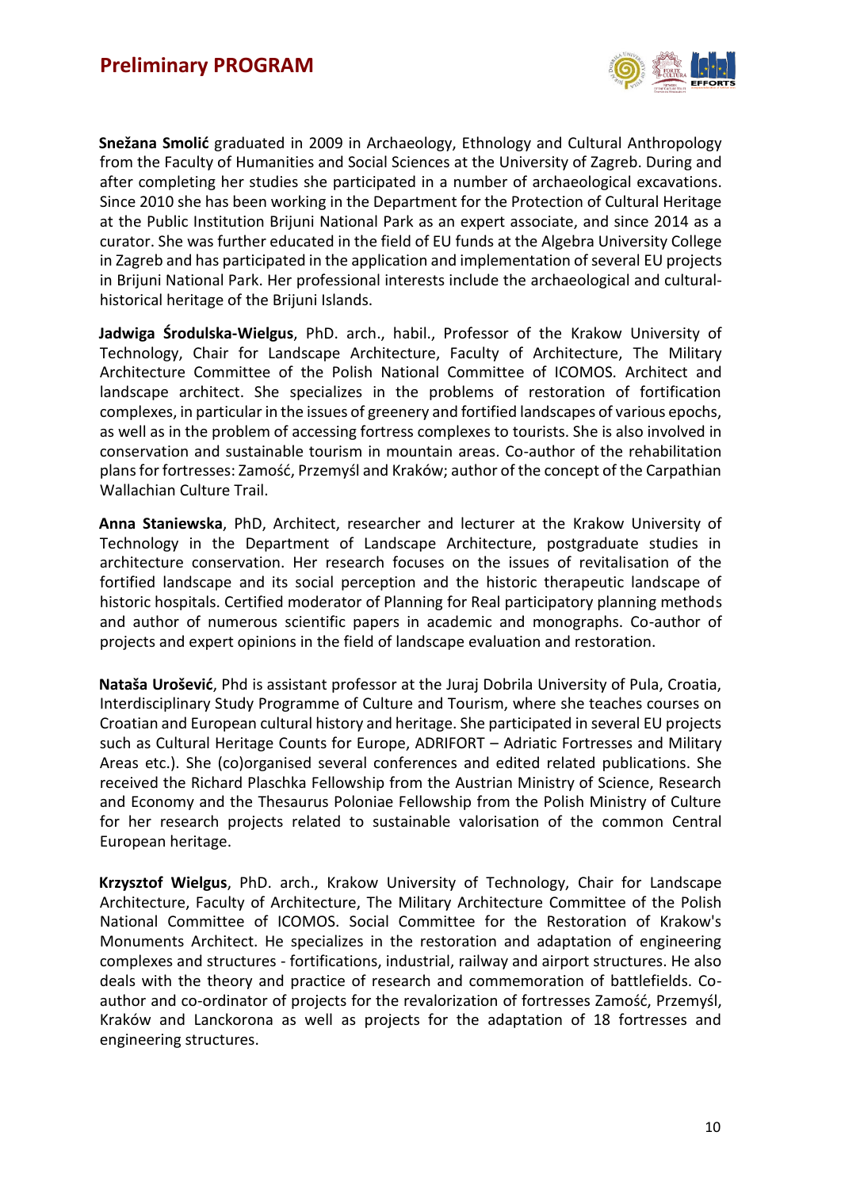**Snežana Smolić** graduated in 2009 in Archaeology, Ethnology and Cultural Anthropology from the Faculty of Humanities and Social Sciences at the University of Zagreb. During and after completing her studies she participated in a number of archaeological excavations. Since 2010 she has been working in the Department for the Protection of Cultural Heritage at the Public Institution Brijuni National Park as an expert associate, and since 2014 as a curator. She was further educated in the field of EU funds at the Algebra University College in Zagreb and has participated in the application and implementation of several EU projects in Brijuni National Park. Her professional interests include the archaeological and cultural-historical heritage of the Brijuni Islands.

**Jadwiga Środulska-Wielgus**, PhD. arch., habil., Professor of the Krakow University of Technology, Chair for Landscape Architecture, Faculty of Architecture, The Military Architecture Committee of the Polish National Committee of ICOMOS. Architect and landscape architect. She specializes in the problems of restoration of fortification complexes, in particular in the issues of greenery and fortified landscapes of various epochs, as well as in the problem of accessing fortress complexes to tourists. She is also involved in conservation and sustainable tourism in mountain areas. Co-author of the rehabilitation plans for fortresses: Zamość, Przemyśl and Kraków; author of the concept of the Carpathian Wallachian Culture Trail.

**Anna Staniewska**, PhD, Architect, researcher and lecturer at the Krakow University of Technology in the Department of Landscape Architecture, postgraduate studies in architecture conservation. Her research focuses on the issues of revitalisation of the fortified landscape and its social perception and the historic therapeutic landscape of historic hospitals. Certified moderator of Planning for Real participatory planning methods and author of numerous scientific papers in academic and monographs. Co-author of projects and expert opinions in the field of landscape evaluation and restoration.

**Nataša Urošević**, Phd is assistant professor at the Juraj Dobrila University of Pula, Croatia, Interdisciplinary Study Programme of Culture and Tourism, where she teaches courses on Croatian and European cultural history and heritage. She participated in several EU projects such as Cultural Heritage Counts for Europe, ADRIFORT – Adriatic Fortresses and Military Areas etc.). She (co)organised several conferences and edited related publications. She received the Richard Plaschka Fellowship from the Austrian Ministry of Science, Research and Economy and the Thesaurus Poloniae Fellowship from the Polish Ministry of Culture for her research projects related to sustainable valorisation of the common Central European heritage.

**Krzysztof Wielgus**, PhD. arch., Krakow University of Technology, Chair for Landscape Architecture, Faculty of Architecture, The Military Architecture Committee of the Polish National Committee of ICOMOS. Social Committee for the Restoration of Krakow's Monuments Architect. He specializes in the restoration and adaptation of engineering complexes and structures - fortifications, industrial, railway and airport structures. He also deals with the theory and practice of research and commemoration of battlefields. Co-author and co-ordinator of projects for the revalorization of fortresses Zamość, Przemyśl, Kraków and Lanckorona as well as projects for the adaptation of 18 fortresses and engineering structures.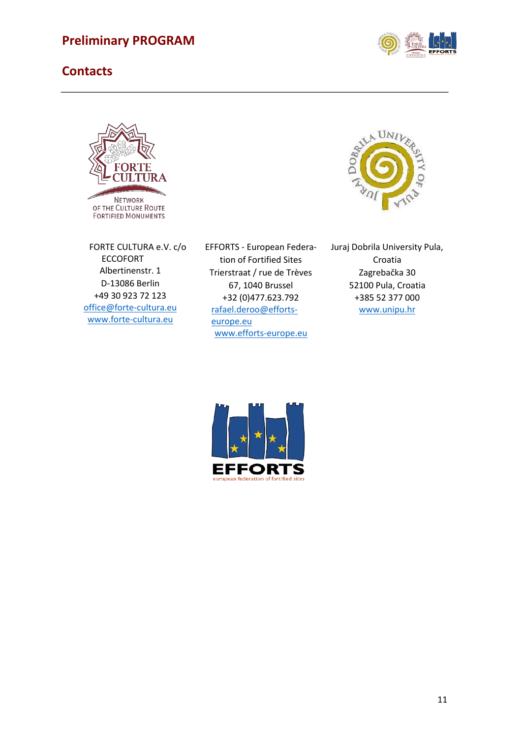# Preliminary PROGRAM

## Contacts

FORTE CULTURA e.V. c/o ECCOFORT
Albertinenstr. 1
D-13086 Berlin
+49 30 923 72 123
office@forte-cultura.eu
www.forte-cultura.eu

EFFORTS - European Federation of Fortified Sites
Trierstraat / rue de Trèves 67, 1040 Brussel
+32 (0)477.623.792
rafael.deroo@efforts-europe.eu
www.efforts-europe.eu

Juraj Dobrila University Pula, Croatia
Zagrebačka 30
52100 Pula, Croatia
+385 52 377 000
www.unipu.hr